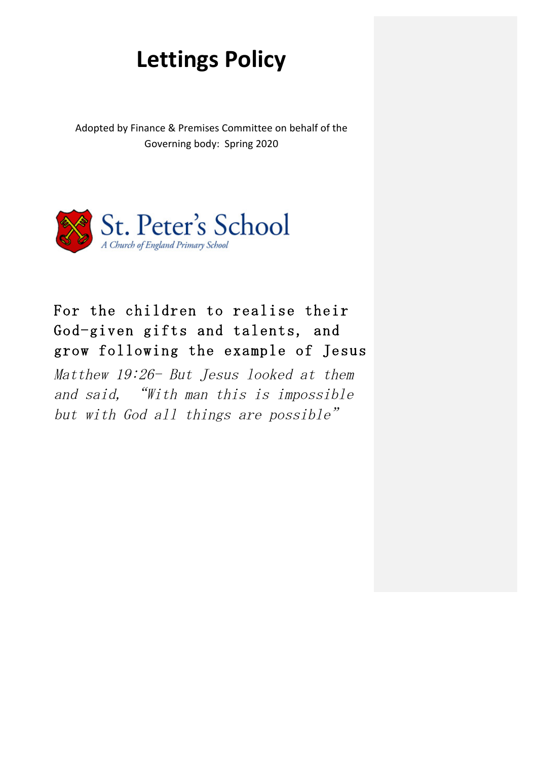# Lettings Policy

Adopted by Finance & Premises Committee on behalf of the Governing body: Spring 2020

St. Peter's School
*A Church of England Primary School*

For the children to realise their God-given gifts and talents, and grow following the example of Jesus

*Matthew 19:26- But Jesus looked at them and said, "With man this is impossible but with God all things are possible"*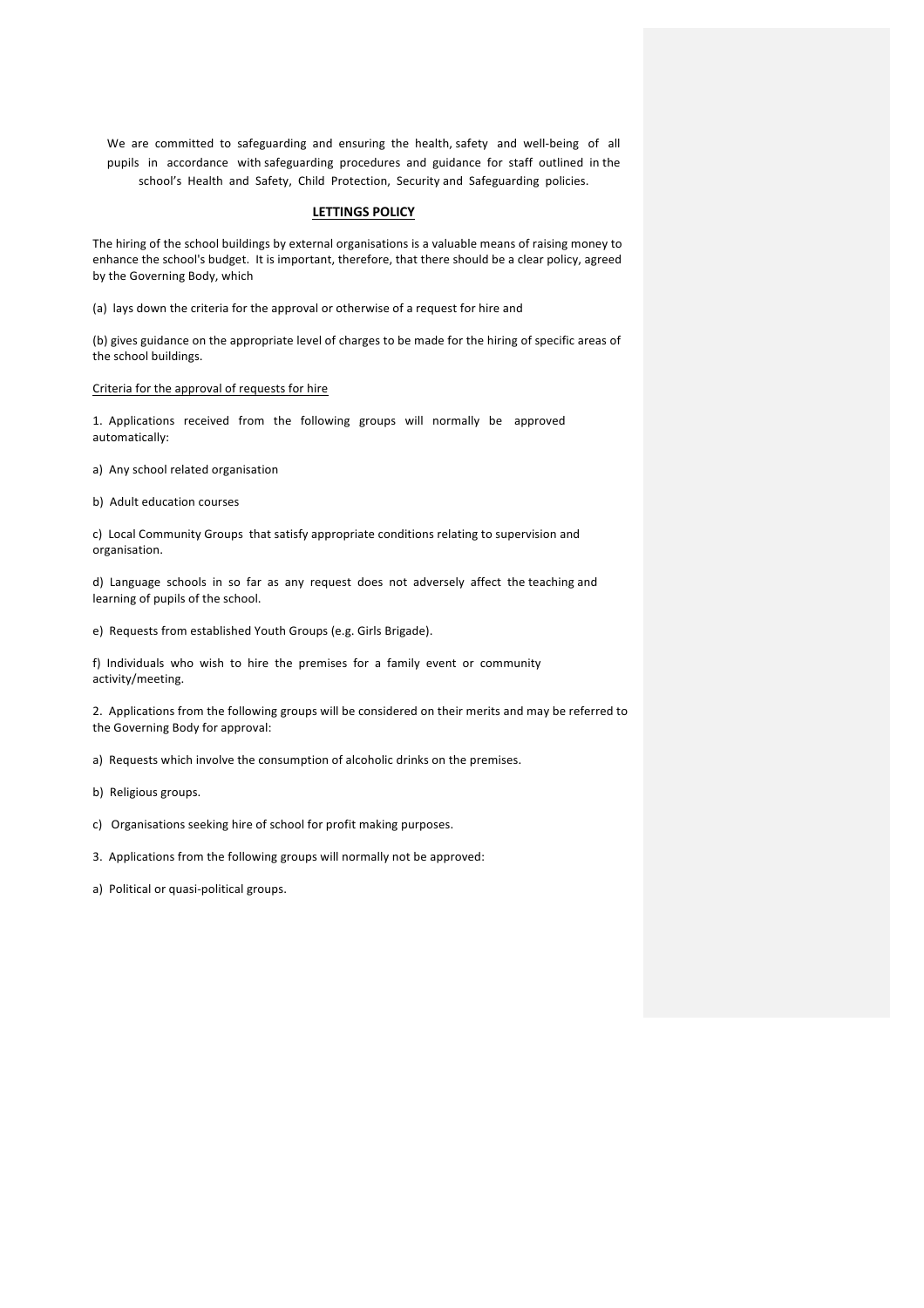We are committed to safeguarding and ensuring the health, safety and well-being of all pupils in accordance with safeguarding procedures and guidance for staff outlined in the school's Health and Safety, Child Protection, Security and Safeguarding policies.

## **LETTINGS POLICY**

The hiring of the school buildings by external organisations is a valuable means of raising money to enhance the school's budget. It is important, therefore, that there should be a clear policy, agreed by the Governing Body, which

(a) lays down the criteria for the approval or otherwise of a request for hire and

(b) gives guidance on the appropriate level of charges to be made for the hiring of specific areas of the school buildings.

<u>Criteria for the approval of requests for hire</u>

1. Applications received from the following groups will normally be approved automatically:

a) Any school related organisation

b) Adult education courses

c) Local Community Groups that satisfy appropriate conditions relating to supervision and organisation.

d) Language schools in so far as any request does not adversely affect the teaching and learning of pupils of the school.

e) Requests from established Youth Groups (e.g. Girls Brigade).

f) Individuals who wish to hire the premises for a family event or community activity/meeting.

2. Applications from the following groups will be considered on their merits and may be referred to the Governing Body for approval:

a) Requests which involve the consumption of alcoholic drinks on the premises.

b) Religious groups.

c) Organisations seeking hire of school for profit making purposes.

3. Applications from the following groups will normally not be approved:

a) Political or quasi-political groups.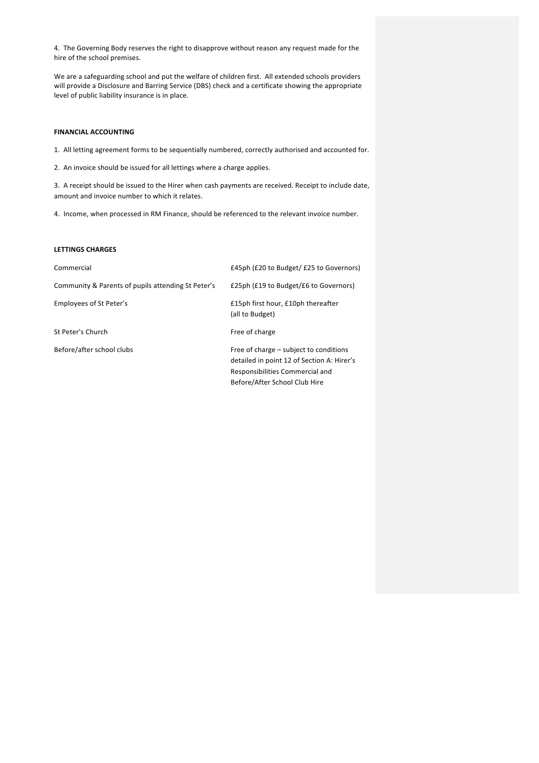4. The Governing Body reserves the right to disapprove without reason any request made for the hire of the school premises.

We are a safeguarding school and put the welfare of children first. All extended schools providers will provide a Disclosure and Barring Service (DBS) check and a certificate showing the appropriate level of public liability insurance is in place.

**FINANCIAL ACCOUNTING**

1. All letting agreement forms to be sequentially numbered, correctly authorised and accounted for.

2. An invoice should be issued for all lettings where a charge applies.

3. A receipt should be issued to the Hirer when cash payments are received. Receipt to include date, amount and invoice number to which it relates.

4. Income, when processed in RM Finance, should be referenced to the relevant invoice number.

**LETTINGS CHARGES**

| | |
|---|---|
| Commercial | £45ph (£20 to Budget/ £25 to Governors) |
| Community & Parents of pupils attending St Peter's | £25ph (£19 to Budget/£6 to Governors) |
| Employees of St Peter's | £15ph first hour, £10ph thereafter (all to Budget) |
| St Peter's Church | Free of charge |
| Before/after school clubs | Free of charge – subject to conditions detailed in point 12 of Section A: Hirer's Responsibilities Commercial and Before/After School Club Hire |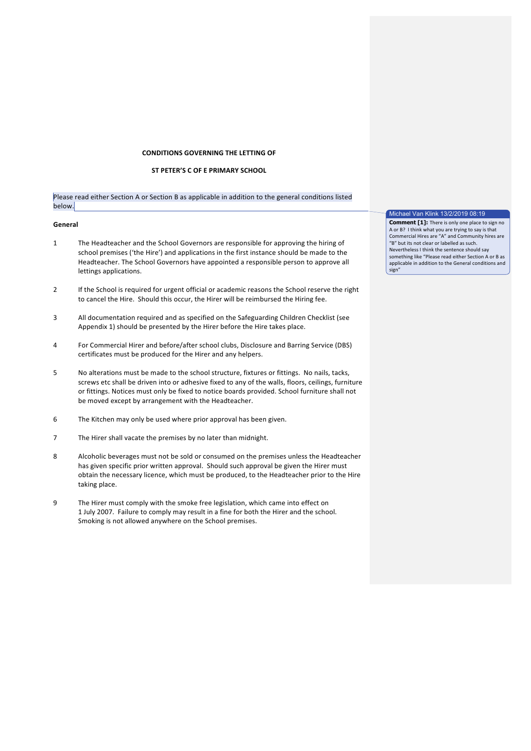**CONDITIONS GOVERNING THE LETTING OF**

**ST PETER'S C OF E PRIMARY SCHOOL**

Please read either Section A or Section B as applicable in addition to the general conditions listed below.

> **Michael Van Klink 13/2/2019 08:19**
> **Comment [1]:** There is only one place to sign no A or B? I think what you are trying to say is that Commercial Hires are "A" and Community hires are "B" but its not clear or labelled as such. Nevertheless I think the sentence should say something like "Please read either Section A or B as applicable in addition to the General conditions and sign"

**General**

1. The Headteacher and the School Governors are responsible for approving the hiring of school premises ('the Hire') and applications in the first instance should be made to the Headteacher. The School Governors have appointed a responsible person to approve all lettings applications.

2. If the School is required for urgent official or academic reasons the School reserve the right to cancel the Hire. Should this occur, the Hirer will be reimbursed the Hiring fee.

3. All documentation required and as specified on the Safeguarding Children Checklist (see Appendix 1) should be presented by the Hirer before the Hire takes place.

4. For Commercial Hirer and before/after school clubs, Disclosure and Barring Service (DBS) certificates must be produced for the Hirer and any helpers.

5. No alterations must be made to the school structure, fixtures or fittings. No nails, tacks, screws etc shall be driven into or adhesive fixed to any of the walls, floors, ceilings, furniture or fittings. Notices must only be fixed to notice boards provided. School furniture shall not be moved except by arrangement with the Headteacher.

6. The Kitchen may only be used where prior approval has been given.

7. The Hirer shall vacate the premises by no later than midnight.

8. Alcoholic beverages must not be sold or consumed on the premises unless the Headteacher has given specific prior written approval. Should such approval be given the Hirer must obtain the necessary licence, which must be produced, to the Headteacher prior to the Hire taking place.

9. The Hirer must comply with the smoke free legislation, which came into effect on 1 July 2007. Failure to comply may result in a fine for both the Hirer and the school. Smoking is not allowed anywhere on the School premises.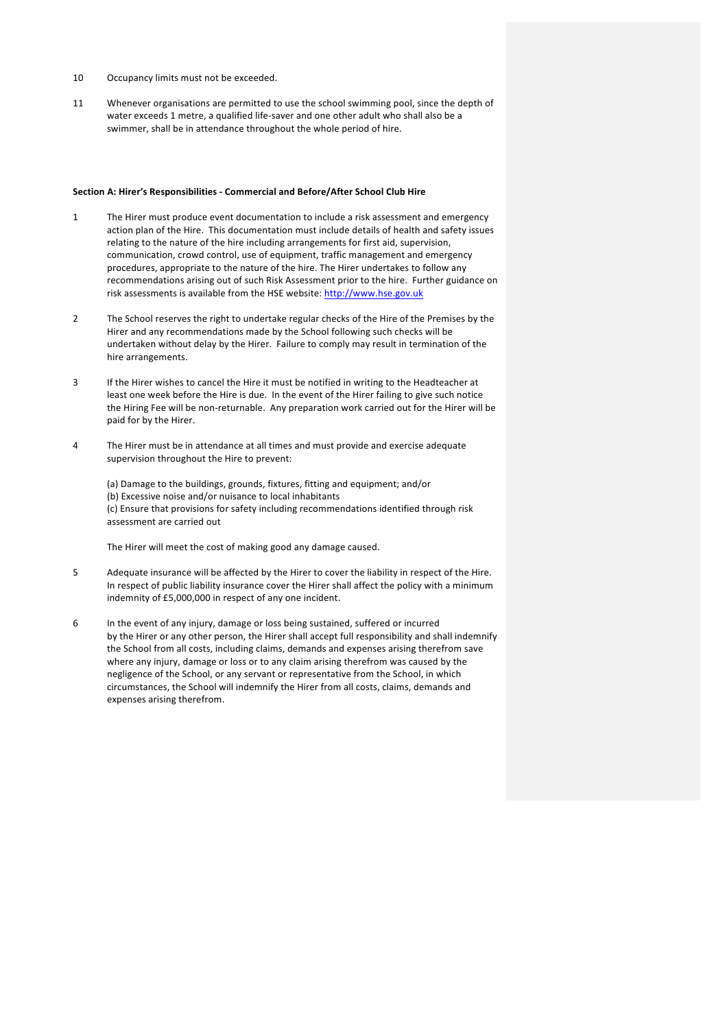10 Occupancy limits must not be exceeded.

11 Whenever organisations are permitted to use the school swimming pool, since the depth of water exceeds 1 metre, a qualified life-saver and one other adult who shall also be a swimmer, shall be in attendance throughout the whole period of hire.

**Section A: Hirer's Responsibilities - Commercial and Before/After School Club Hire**

1 The Hirer must produce event documentation to include a risk assessment and emergency action plan of the Hire. This documentation must include details of health and safety issues relating to the nature of the hire including arrangements for first aid, supervision, communication, crowd control, use of equipment, traffic management and emergency procedures, appropriate to the nature of the hire. The Hirer undertakes to follow any recommendations arising out of such Risk Assessment prior to the hire. Further guidance on risk assessments is available from the HSE website: [http://www.hse.gov.uk](http://www.hse.gov.uk)

2 The School reserves the right to undertake regular checks of the Hire of the Premises by the Hirer and any recommendations made by the School following such checks will be undertaken without delay by the Hirer. Failure to comply may result in termination of the hire arrangements.

3 If the Hirer wishes to cancel the Hire it must be notified in writing to the Headteacher at least one week before the Hire is due. In the event of the Hirer failing to give such notice the Hiring Fee will be non-returnable. Any preparation work carried out for the Hirer will be paid for by the Hirer.

4 The Hirer must be in attendance at all times and must provide and exercise adequate supervision throughout the Hire to prevent:

(a) Damage to the buildings, grounds, fixtures, fitting and equipment; and/or
(b) Excessive noise and/or nuisance to local inhabitants
(c) Ensure that provisions for safety including recommendations identified through risk assessment are carried out

The Hirer will meet the cost of making good any damage caused.

5 Adequate insurance will be affected by the Hirer to cover the liability in respect of the Hire. In respect of public liability insurance cover the Hirer shall affect the policy with a minimum indemnity of £5,000,000 in respect of any one incident.

6 In the event of any injury, damage or loss being sustained, suffered or incurred by the Hirer or any other person, the Hirer shall accept full responsibility and shall indemnify the School from all costs, including claims, demands and expenses arising therefrom save where any injury, damage or loss or to any claim arising therefrom was caused by the negligence of the School, or any servant or representative from the School, in which circumstances, the School will indemnify the Hirer from all costs, claims, demands and expenses arising therefrom.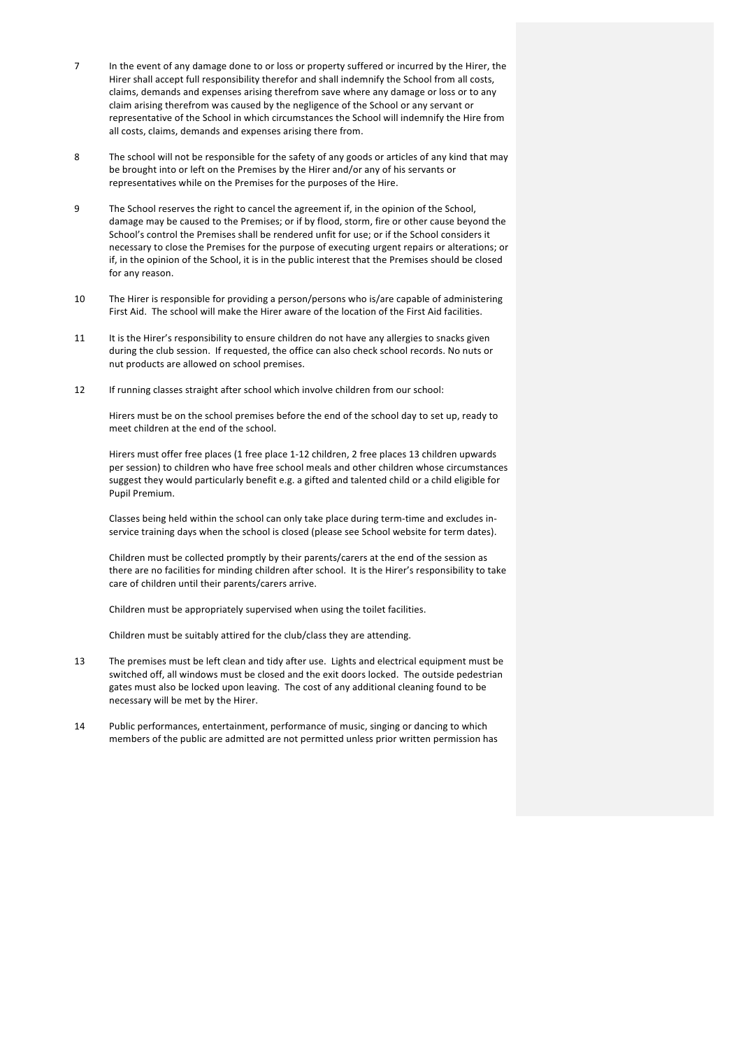7 In the event of any damage done to or loss or property suffered or incurred by the Hirer, the Hirer shall accept full responsibility therefor and shall indemnify the School from all costs, claims, demands and expenses arising therefrom save where any damage or loss or to any claim arising therefrom was caused by the negligence of the School or any servant or representative of the School in which circumstances the School will indemnify the Hire from all costs, claims, demands and expenses arising there from.

8 The school will not be responsible for the safety of any goods or articles of any kind that may be brought into or left on the Premises by the Hirer and/or any of his servants or representatives while on the Premises for the purposes of the Hire.

9 The School reserves the right to cancel the agreement if, in the opinion of the School, damage may be caused to the Premises; or if by flood, storm, fire or other cause beyond the School's control the Premises shall be rendered unfit for use; or if the School considers it necessary to close the Premises for the purpose of executing urgent repairs or alterations; or if, in the opinion of the School, it is in the public interest that the Premises should be closed for any reason.

10 The Hirer is responsible for providing a person/persons who is/are capable of administering First Aid. The school will make the Hirer aware of the location of the First Aid facilities.

11 It is the Hirer's responsibility to ensure children do not have any allergies to snacks given during the club session. If requested, the office can also check school records. No nuts or nut products are allowed on school premises.

12 If running classes straight after school which involve children from our school:

Hirers must be on the school premises before the end of the school day to set up, ready to meet children at the end of the school.

Hirers must offer free places (1 free place 1-12 children, 2 free places 13 children upwards per session) to children who have free school meals and other children whose circumstances suggest they would particularly benefit e.g. a gifted and talented child or a child eligible for Pupil Premium.

Classes being held within the school can only take place during term-time and excludes in-service training days when the school is closed (please see School website for term dates).

Children must be collected promptly by their parents/carers at the end of the session as there are no facilities for minding children after school. It is the Hirer's responsibility to take care of children until their parents/carers arrive.

Children must be appropriately supervised when using the toilet facilities.

Children must be suitably attired for the club/class they are attending.

13 The premises must be left clean and tidy after use. Lights and electrical equipment must be switched off, all windows must be closed and the exit doors locked. The outside pedestrian gates must also be locked upon leaving. The cost of any additional cleaning found to be necessary will be met by the Hirer.

14 Public performances, entertainment, performance of music, singing or dancing to which members of the public are admitted are not permitted unless prior written permission has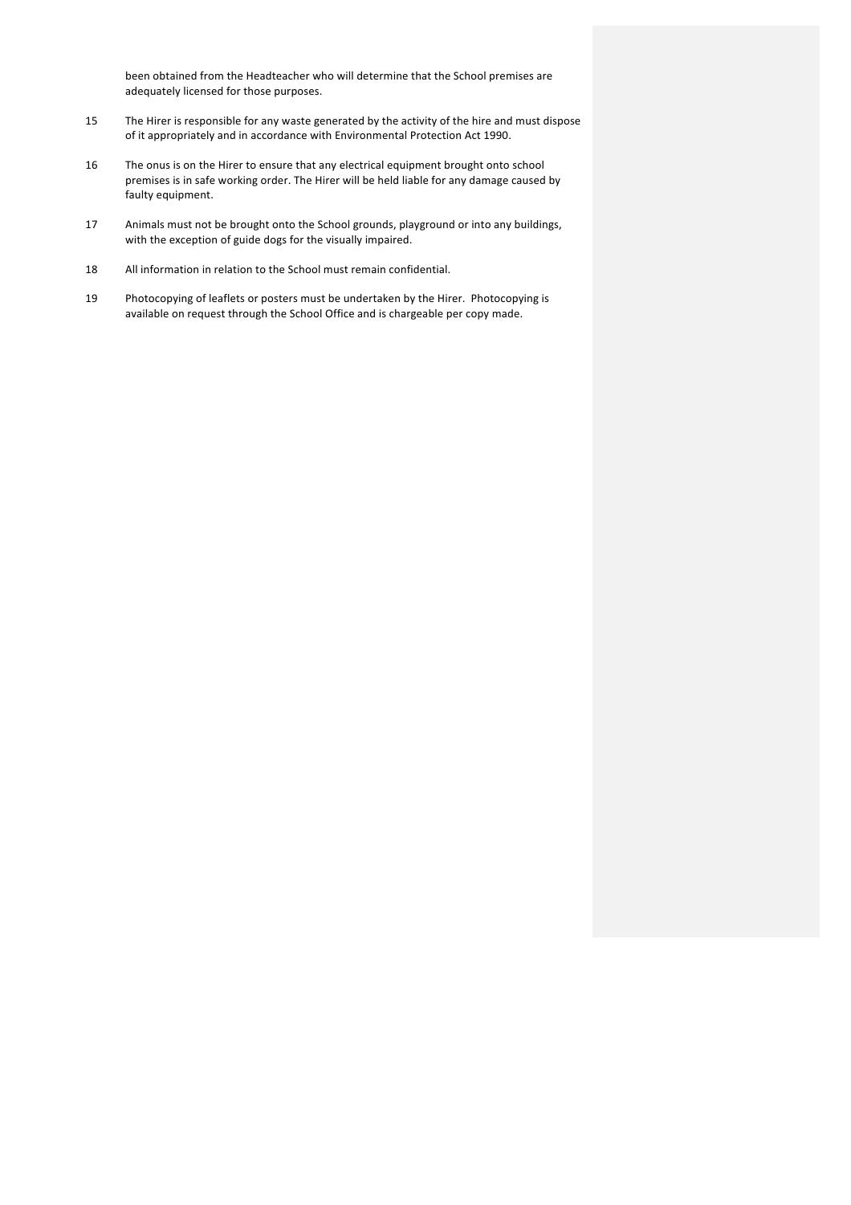been obtained from the Headteacher who will determine that the School premises are adequately licensed for those purposes.

15 The Hirer is responsible for any waste generated by the activity of the hire and must dispose of it appropriately and in accordance with Environmental Protection Act 1990.

16 The onus is on the Hirer to ensure that any electrical equipment brought onto school premises is in safe working order. The Hirer will be held liable for any damage caused by faulty equipment.

17 Animals must not be brought onto the School grounds, playground or into any buildings, with the exception of guide dogs for the visually impaired.

18 All information in relation to the School must remain confidential.

19 Photocopying of leaflets or posters must be undertaken by the Hirer. Photocopying is available on request through the School Office and is chargeable per copy made.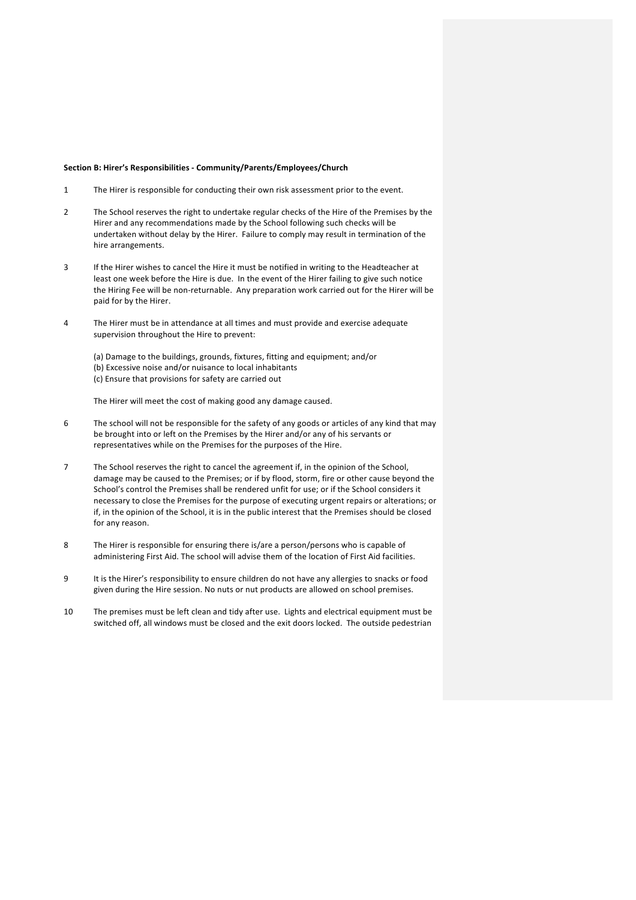**Section B: Hirer's Responsibilities - Community/Parents/Employees/Church**

1 The Hirer is responsible for conducting their own risk assessment prior to the event.

2 The School reserves the right to undertake regular checks of the Hire of the Premises by the Hirer and any recommendations made by the School following such checks will be undertaken without delay by the Hirer. Failure to comply may result in termination of the hire arrangements.

3 If the Hirer wishes to cancel the Hire it must be notified in writing to the Headteacher at least one week before the Hire is due. In the event of the Hirer failing to give such notice the Hiring Fee will be non-returnable. Any preparation work carried out for the Hirer will be paid for by the Hirer.

4 The Hirer must be in attendance at all times and must provide and exercise adequate supervision throughout the Hire to prevent:

(a) Damage to the buildings, grounds, fixtures, fitting and equipment; and/or
(b) Excessive noise and/or nuisance to local inhabitants
(c) Ensure that provisions for safety are carried out

The Hirer will meet the cost of making good any damage caused.

6 The school will not be responsible for the safety of any goods or articles of any kind that may be brought into or left on the Premises by the Hirer and/or any of his servants or representatives while on the Premises for the purposes of the Hire.

7 The School reserves the right to cancel the agreement if, in the opinion of the School, damage may be caused to the Premises; or if by flood, storm, fire or other cause beyond the School's control the Premises shall be rendered unfit for use; or if the School considers it necessary to close the Premises for the purpose of executing urgent repairs or alterations; or if, in the opinion of the School, it is in the public interest that the Premises should be closed for any reason.

8 The Hirer is responsible for ensuring there is/are a person/persons who is capable of administering First Aid. The school will advise them of the location of First Aid facilities.

9 It is the Hirer's responsibility to ensure children do not have any allergies to snacks or food given during the Hire session. No nuts or nut products are allowed on school premises.

10 The premises must be left clean and tidy after use. Lights and electrical equipment must be switched off, all windows must be closed and the exit doors locked. The outside pedestrian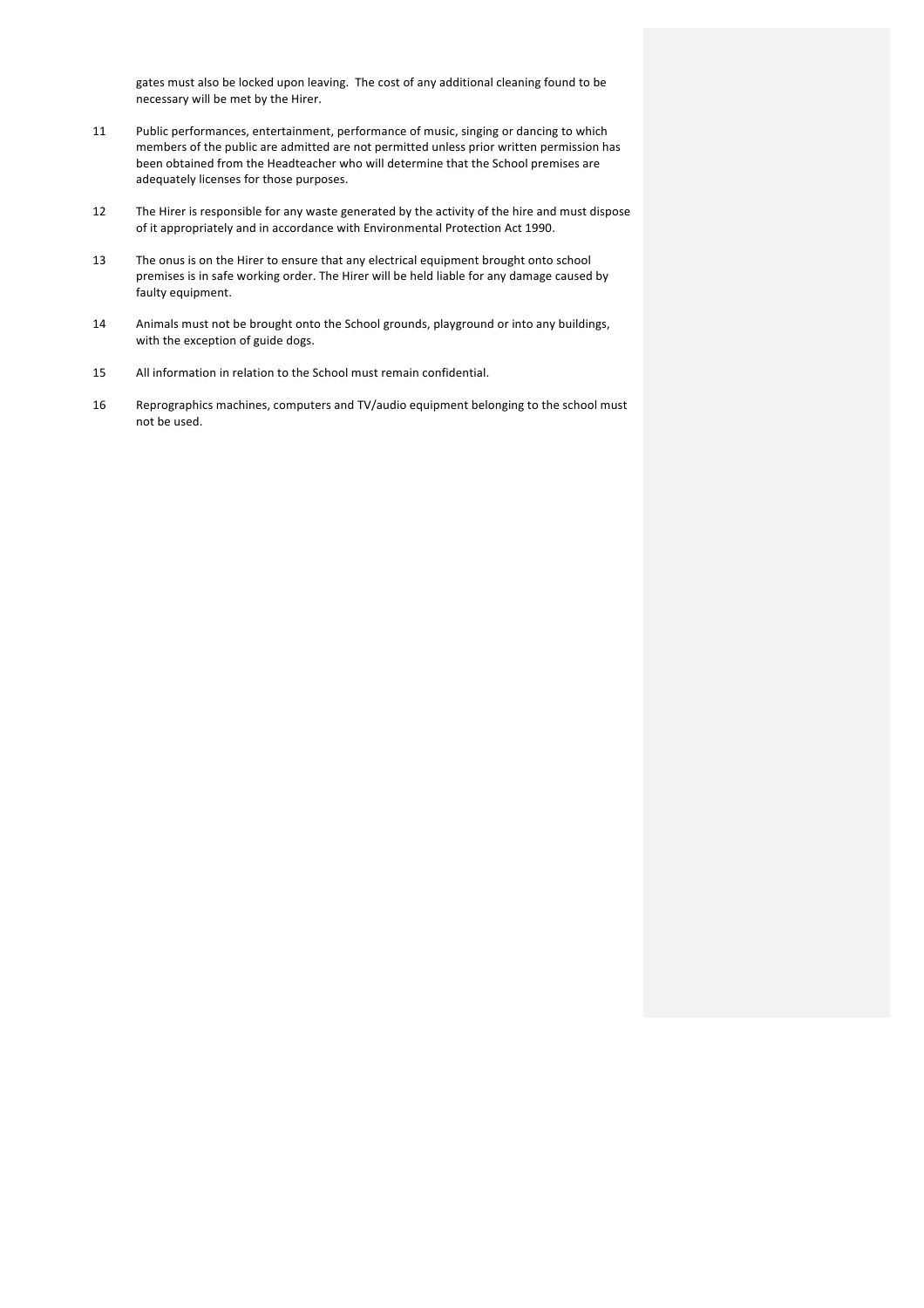gates must also be locked upon leaving. The cost of any additional cleaning found to be necessary will be met by the Hirer.

11 Public performances, entertainment, performance of music, singing or dancing to which members of the public are admitted are not permitted unless prior written permission has been obtained from the Headteacher who will determine that the School premises are adequately licenses for those purposes.

12 The Hirer is responsible for any waste generated by the activity of the hire and must dispose of it appropriately and in accordance with Environmental Protection Act 1990.

13 The onus is on the Hirer to ensure that any electrical equipment brought onto school premises is in safe working order. The Hirer will be held liable for any damage caused by faulty equipment.

14 Animals must not be brought onto the School grounds, playground or into any buildings, with the exception of guide dogs.

15 All information in relation to the School must remain confidential.

16 Reprographics machines, computers and TV/audio equipment belonging to the school must not be used.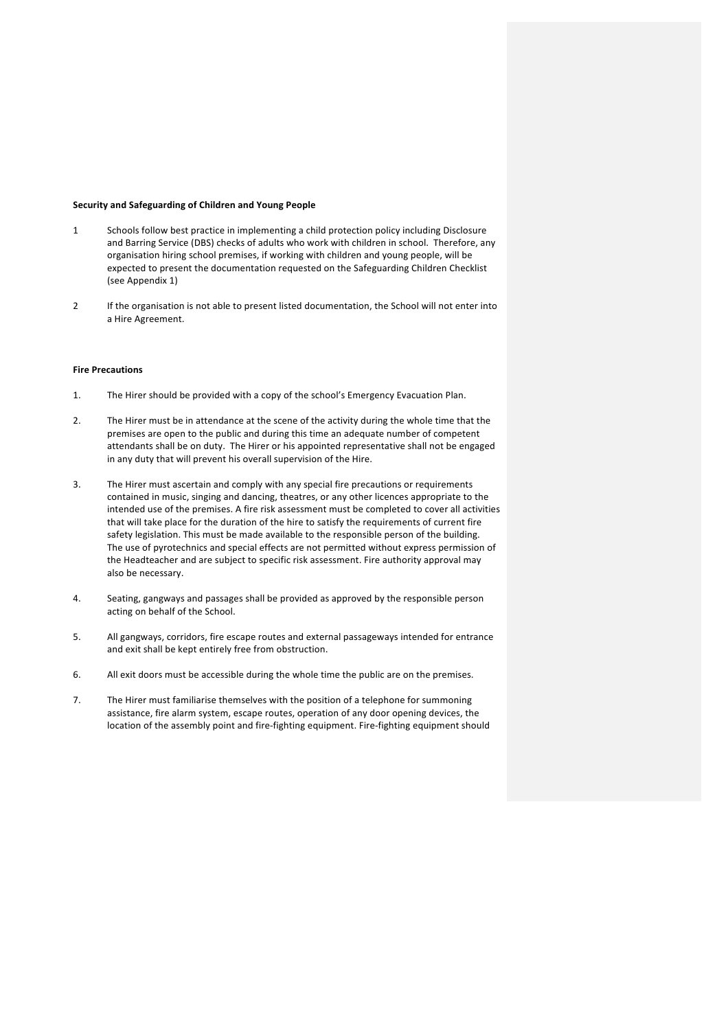**Security and Safeguarding of Children and Young People**

1. Schools follow best practice in implementing a child protection policy including Disclosure and Barring Service (DBS) checks of adults who work with children in school. Therefore, any organisation hiring school premises, if working with children and young people, will be expected to present the documentation requested on the Safeguarding Children Checklist (see Appendix 1)

2. If the organisation is not able to present listed documentation, the School will not enter into a Hire Agreement.

**Fire Precautions**

1. The Hirer should be provided with a copy of the school's Emergency Evacuation Plan.

2. The Hirer must be in attendance at the scene of the activity during the whole time that the premises are open to the public and during this time an adequate number of competent attendants shall be on duty. The Hirer or his appointed representative shall not be engaged in any duty that will prevent his overall supervision of the Hire.

3. The Hirer must ascertain and comply with any special fire precautions or requirements contained in music, singing and dancing, theatres, or any other licences appropriate to the intended use of the premises. A fire risk assessment must be completed to cover all activities that will take place for the duration of the hire to satisfy the requirements of current fire safety legislation. This must be made available to the responsible person of the building. The use of pyrotechnics and special effects are not permitted without express permission of the Headteacher and are subject to specific risk assessment. Fire authority approval may also be necessary.

4. Seating, gangways and passages shall be provided as approved by the responsible person acting on behalf of the School.

5. All gangways, corridors, fire escape routes and external passageways intended for entrance and exit shall be kept entirely free from obstruction.

6. All exit doors must be accessible during the whole time the public are on the premises.

7. The Hirer must familiarise themselves with the position of a telephone for summoning assistance, fire alarm system, escape routes, operation of any door opening devices, the location of the assembly point and fire-fighting equipment. Fire-fighting equipment should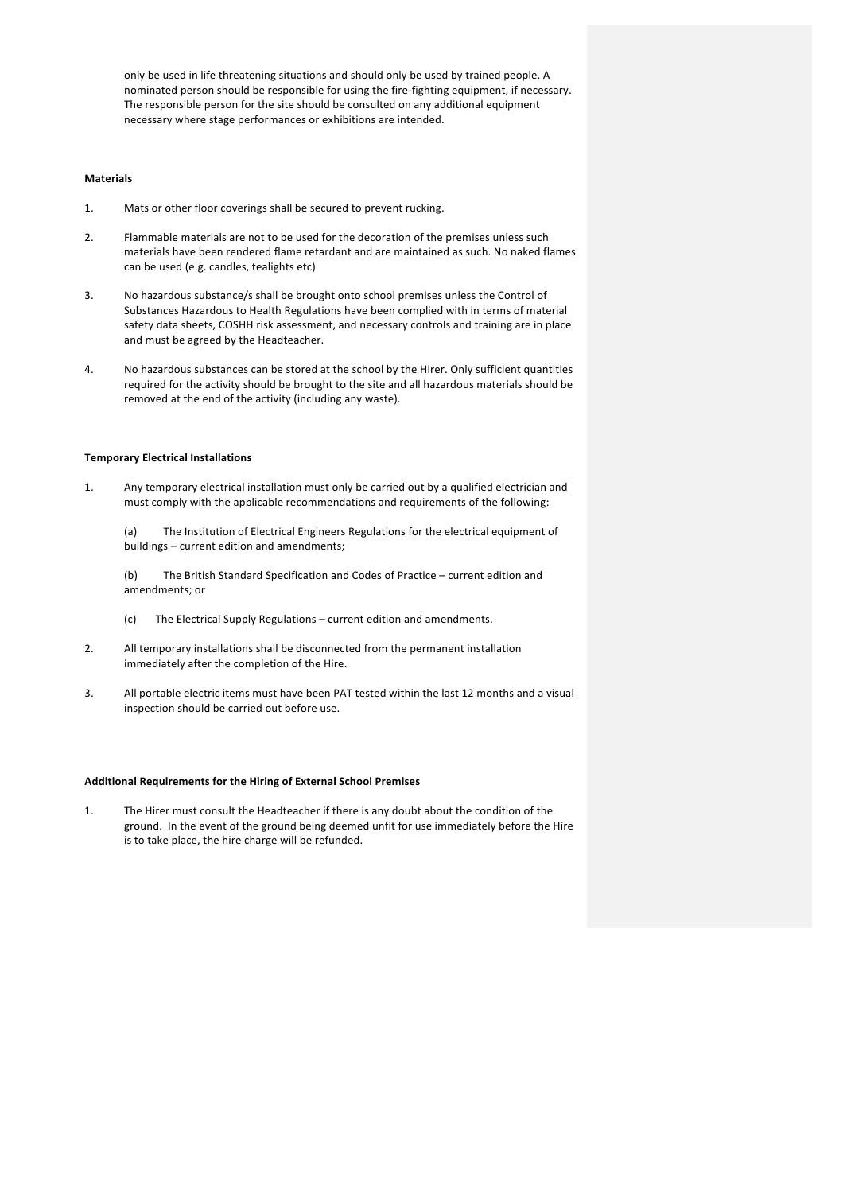only be used in life threatening situations and should only be used by trained people. A nominated person should be responsible for using the fire-fighting equipment, if necessary. The responsible person for the site should be consulted on any additional equipment necessary where stage performances or exhibitions are intended.

**Materials**

1. Mats or other floor coverings shall be secured to prevent rucking.

2. Flammable materials are not to be used for the decoration of the premises unless such materials have been rendered flame retardant and are maintained as such. No naked flames can be used (e.g. candles, tealights etc)

3. No hazardous substance/s shall be brought onto school premises unless the Control of Substances Hazardous to Health Regulations have been complied with in terms of material safety data sheets, COSHH risk assessment, and necessary controls and training are in place and must be agreed by the Headteacher.

4. No hazardous substances can be stored at the school by the Hirer. Only sufficient quantities required for the activity should be brought to the site and all hazardous materials should be removed at the end of the activity (including any waste).

**Temporary Electrical Installations**

1. Any temporary electrical installation must only be carried out by a qualified electrician and must comply with the applicable recommendations and requirements of the following:

   (a) The Institution of Electrical Engineers Regulations for the electrical equipment of buildings – current edition and amendments;

   (b) The British Standard Specification and Codes of Practice – current edition and amendments; or

   (c) The Electrical Supply Regulations – current edition and amendments.

2. All temporary installations shall be disconnected from the permanent installation immediately after the completion of the Hire.

3. All portable electric items must have been PAT tested within the last 12 months and a visual inspection should be carried out before use.

**Additional Requirements for the Hiring of External School Premises**

1. The Hirer must consult the Headteacher if there is any doubt about the condition of the ground. In the event of the ground being deemed unfit for use immediately before the Hire is to take place, the hire charge will be refunded.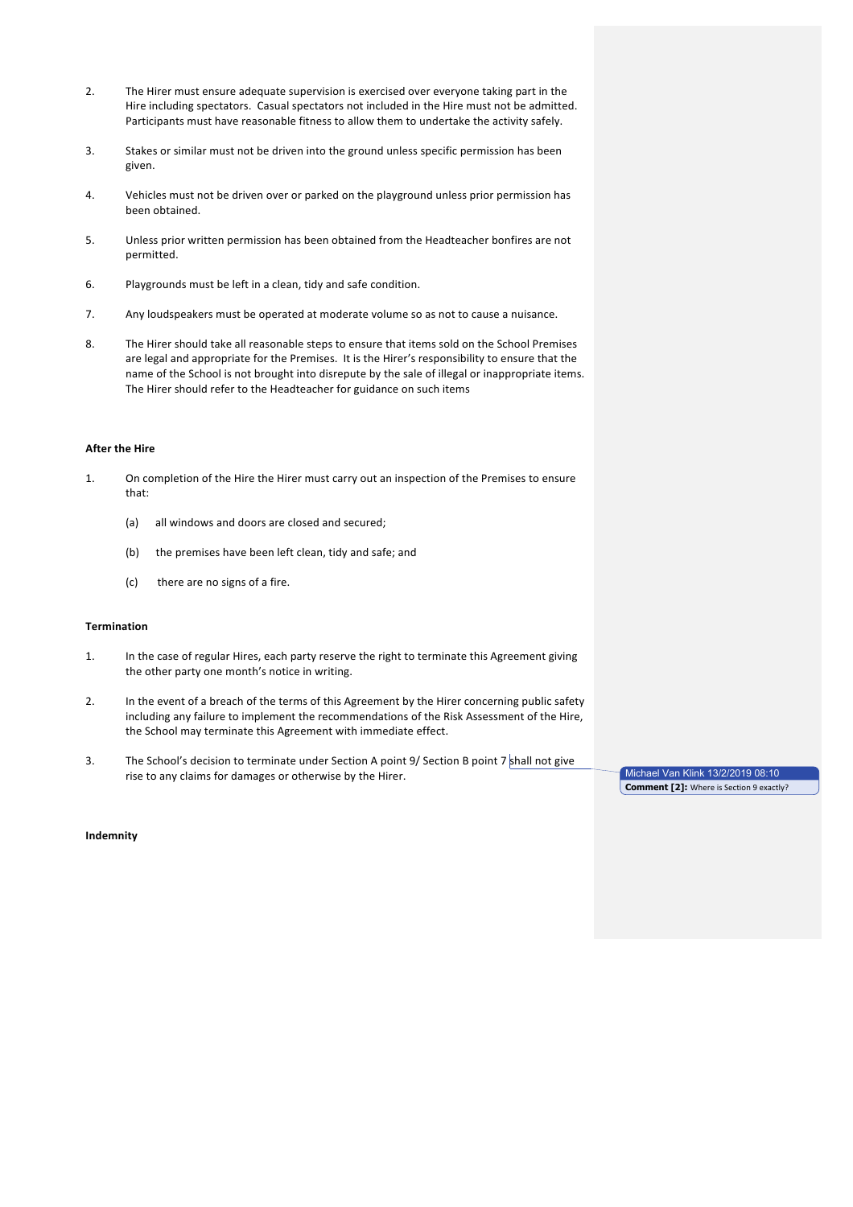2. The Hirer must ensure adequate supervision is exercised over everyone taking part in the Hire including spectators. Casual spectators not included in the Hire must not be admitted. Participants must have reasonable fitness to allow them to undertake the activity safely.

3. Stakes or similar must not be driven into the ground unless specific permission has been given.

4. Vehicles must not be driven over or parked on the playground unless prior permission has been obtained.

5. Unless prior written permission has been obtained from the Headteacher bonfires are not permitted.

6. Playgrounds must be left in a clean, tidy and safe condition.

7. Any loudspeakers must be operated at moderate volume so as not to cause a nuisance.

8. The Hirer should take all reasonable steps to ensure that items sold on the School Premises are legal and appropriate for the Premises. It is the Hirer's responsibility to ensure that the name of the School is not brought into disrepute by the sale of illegal or inappropriate items. The Hirer should refer to the Headteacher for guidance on such items

**After the Hire**

1. On completion of the Hire the Hirer must carry out an inspection of the Premises to ensure that:

   (a) all windows and doors are closed and secured;

   (b) the premises have been left clean, tidy and safe; and

   (c) there are no signs of a fire.

**Termination**

1. In the case of regular Hires, each party reserve the right to terminate this Agreement giving the other party one month's notice in writing.

2. In the event of a breach of the terms of this Agreement by the Hirer concerning public safety including any failure to implement the recommendations of the Risk Assessment of the Hire, the School may terminate this Agreement with immediate effect.

3. The School's decision to terminate under Section A point 9/ Section B point 7 shall not give rise to any claims for damages or otherwise by the Hirer.

Michael Van Klink 13/2/2019 08:10
**Comment [2]:** Where is Section 9 exactly?

**Indemnity**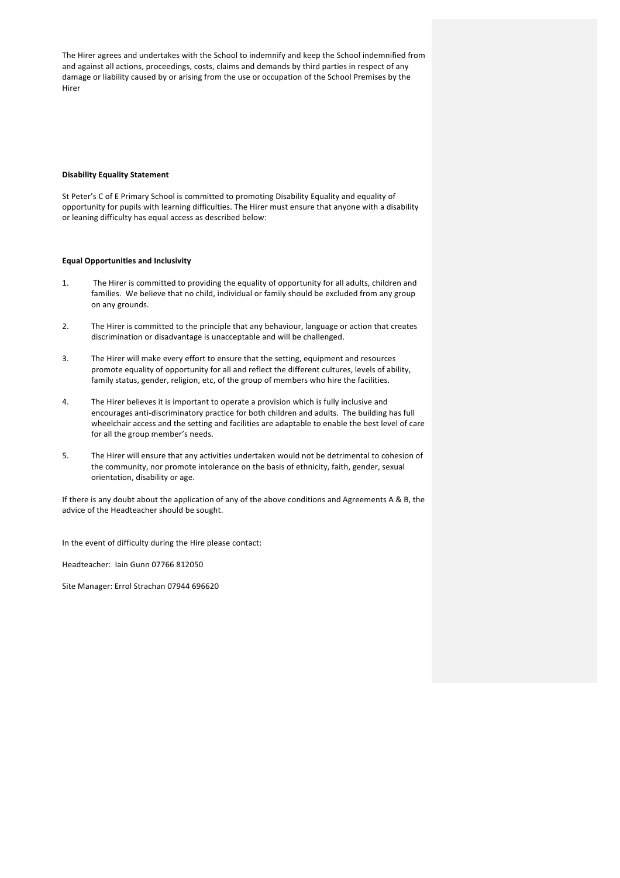The Hirer agrees and undertakes with the School to indemnify and keep the School indemnified from and against all actions, proceedings, costs, claims and demands by third parties in respect of any damage or liability caused by or arising from the use or occupation of the School Premises by the Hirer

**Disability Equality Statement**

St Peter's C of E Primary School is committed to promoting Disability Equality and equality of opportunity for pupils with learning difficulties. The Hirer must ensure that anyone with a disability or leaning difficulty has equal access as described below:

**Equal Opportunities and Inclusivity**

1. The Hirer is committed to providing the equality of opportunity for all adults, children and families. We believe that no child, individual or family should be excluded from any group on any grounds.

2. The Hirer is committed to the principle that any behaviour, language or action that creates discrimination or disadvantage is unacceptable and will be challenged.

3. The Hirer will make every effort to ensure that the setting, equipment and resources promote equality of opportunity for all and reflect the different cultures, levels of ability, family status, gender, religion, etc, of the group of members who hire the facilities.

4. The Hirer believes it is important to operate a provision which is fully inclusive and encourages anti-discriminatory practice for both children and adults. The building has full wheelchair access and the setting and facilities are adaptable to enable the best level of care for all the group member's needs.

5. The Hirer will ensure that any activities undertaken would not be detrimental to cohesion of the community, nor promote intolerance on the basis of ethnicity, faith, gender, sexual orientation, disability or age.

If there is any doubt about the application of any of the above conditions and Agreements A & B, the advice of the Headteacher should be sought.

In the event of difficulty during the Hire please contact:

Headteacher: Iain Gunn 07766 812050

Site Manager: Errol Strachan 07944 696620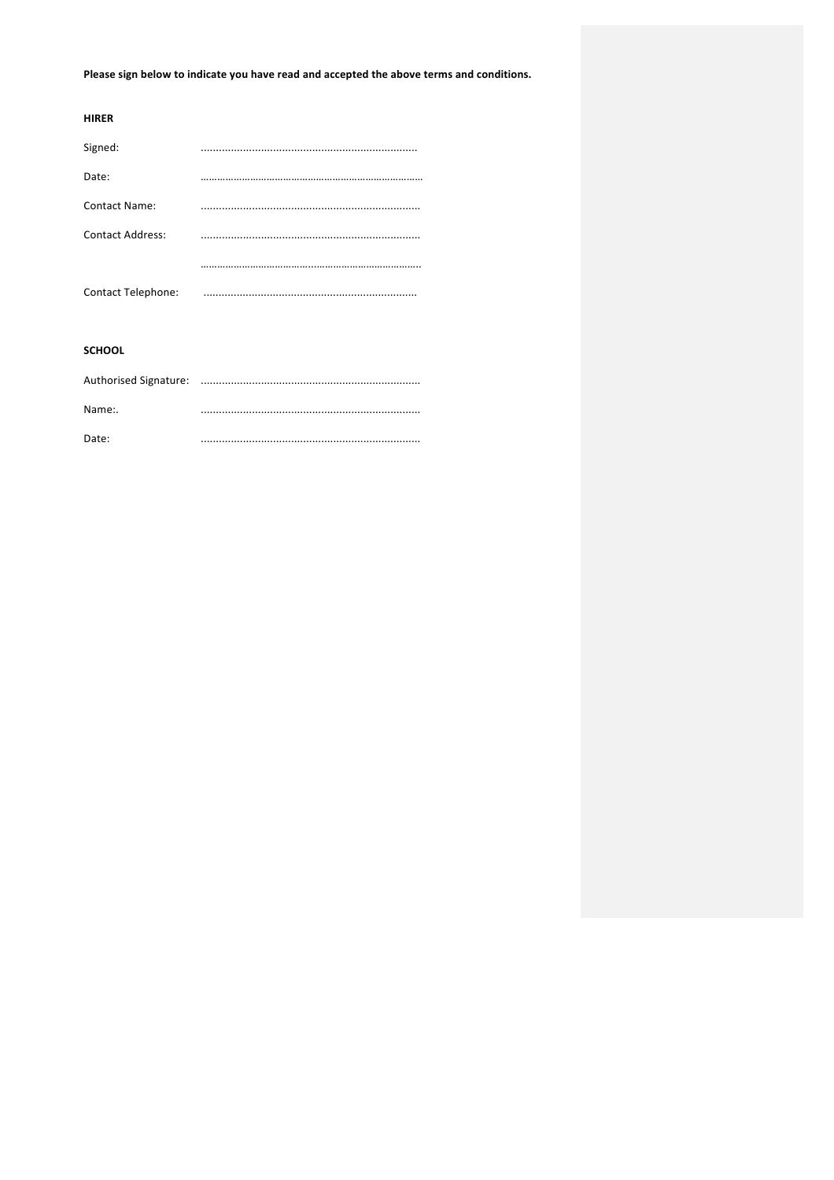**Please sign below to indicate you have read and accepted the above terms and conditions.**

**HIRER**

Signed: ........................................................................

Date: ………………………………………………………………………

Contact Name: ........................................................................

Contact Address: ........................................................................

………………………………………………………………………..

Contact Telephone: .......................................................................

**SCHOOL**

Authorised Signature: ........................................................................

Name:. ........................................................................

Date: ........................................................................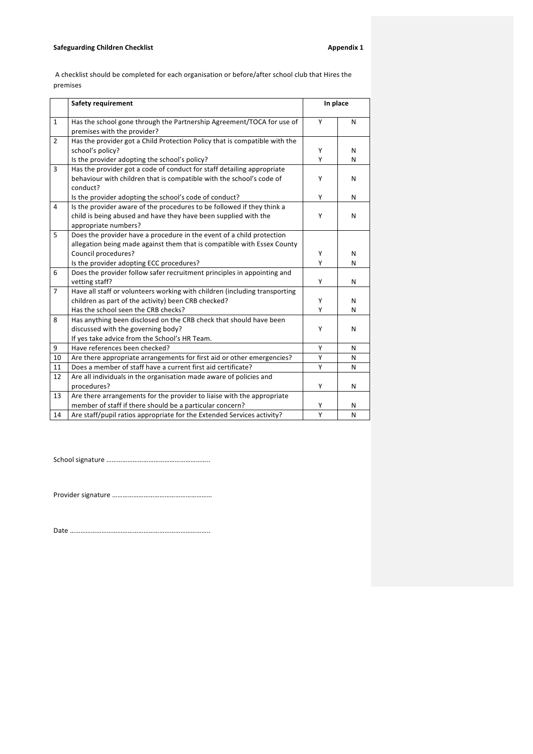**Safeguarding Children Checklist** **Appendix 1**

A checklist should be completed for each organisation or before/after school club that Hires the premises

| | Safety requirement | In place | |
|---|---|---|---|
| 1 | Has the school gone through the Partnership Agreement/TOCA for use of premises with the provider? | Y | N |
| 2 | Has the provider got a Child Protection Policy that is compatible with the school's policy?<br>Is the provider adopting the school's policy? | Y<br>Y | N<br>N |
| 3 | Has the provider got a code of conduct for staff detailing appropriate behaviour with children that is compatible with the school's code of conduct?<br>Is the provider adopting the school's code of conduct? | Y<br>Y | N<br>N |
| 4 | Is the provider aware of the procedures to be followed if they think a child is being abused and have they have been supplied with the appropriate numbers? | Y | N |
| 5 | Does the provider have a procedure in the event of a child protection allegation being made against them that is compatible with Essex County Council procedures?<br>Is the provider adopting ECC procedures? | Y<br>Y | N<br>N |
| 6 | Does the provider follow safer recruitment principles in appointing and vetting staff? | Y | N |
| 7 | Have all staff or volunteers working with children (including transporting children as part of the activity) been CRB checked?<br>Has the school seen the CRB checks? | Y<br>Y | N<br>N |
| 8 | Has anything been disclosed on the CRB check that should have been discussed with the governing body?<br>If yes take advice from the School's HR Team. | Y | N |
| 9 | Have references been checked? | Y | N |
| 10 | Are there appropriate arrangements for first aid or other emergencies? | Y | N |
| 11 | Does a member of staff have a current first aid certificate? | Y | N |
| 12 | Are all individuals in the organisation made aware of policies and procedures? | Y | N |
| 13 | Are there arrangements for the provider to liaise with the appropriate member of staff if there should be a particular concern? | Y | N |
| 14 | Are staff/pupil ratios appropriate for the Extended Services activity? | Y | N |

School signature …………………………………………………..

Provider signature …………………………………………………

Date ……………………………………………………………………..